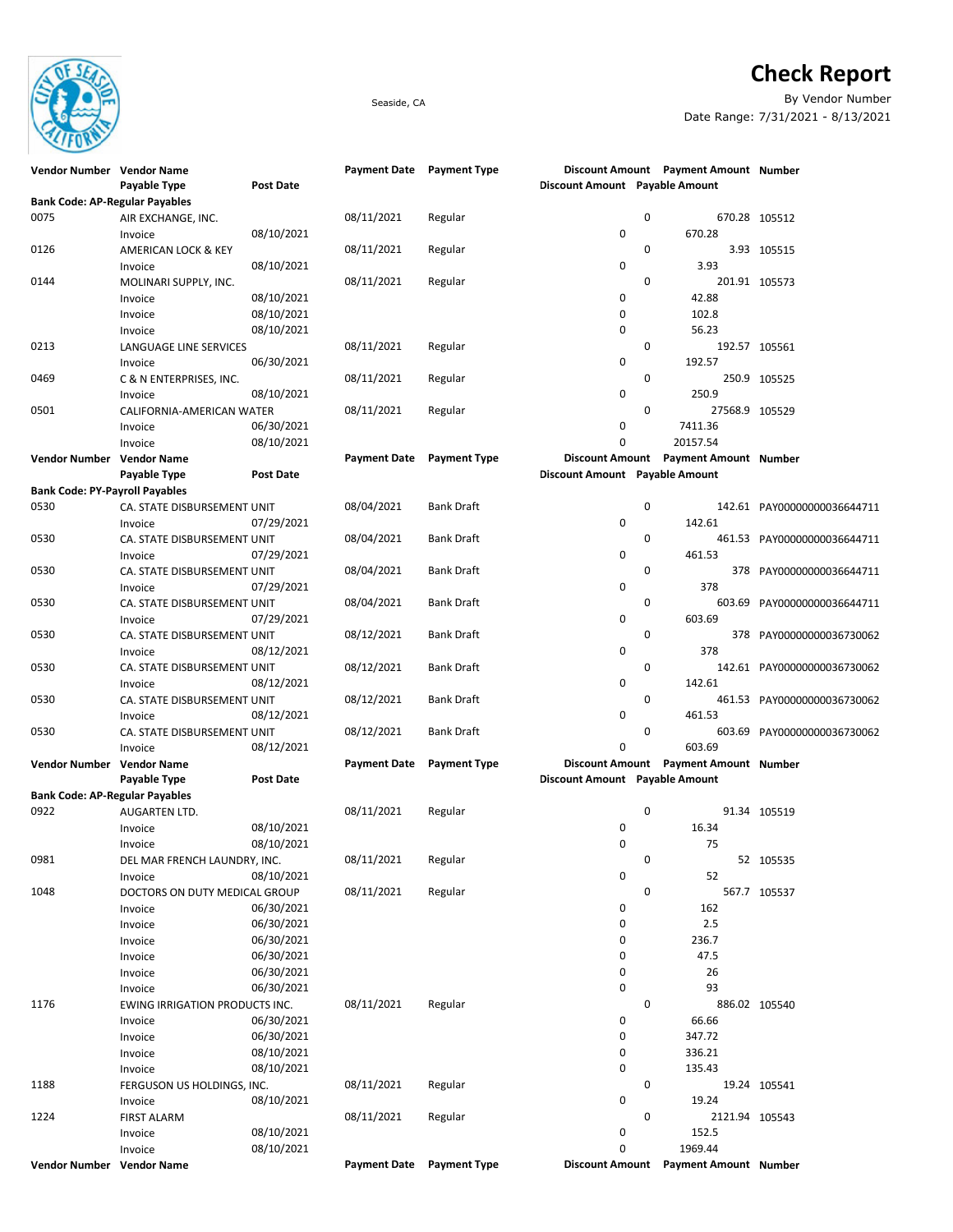# Check Report

Seaside, CA

By Vendor Number

Date Range: 7/31/2021 - 8/13/2021

| Vendor Number | Vendor Name | | Payment Date | Payment Type | Discount Amount | Payment Amount | Number |
|---|---|---|---|---|---|---|---|
| | Payable Type | Post Date | | | Discount Amount | Payable Amount | |
| **Bank Code: AP-Regular Payables** | | | | | | | |
| 0075 | AIR EXCHANGE, INC. | | 08/11/2021 | Regular | 0 | 670.28 | 105512 |
| | Invoice | 08/10/2021 | | | 0 | 670.28 | |
| 0126 | AMERICAN LOCK & KEY | | 08/11/2021 | Regular | 0 | 3.93 | 105515 |
| | Invoice | 08/10/2021 | | | 0 | 3.93 | |
| 0144 | MOLINARI SUPPLY, INC. | | 08/11/2021 | Regular | 0 | 201.91 | 105573 |
| | Invoice | 08/10/2021 | | | 0 | 42.88 | |
| | Invoice | 08/10/2021 | | | 0 | 102.8 | |
| | Invoice | 08/10/2021 | | | 0 | 56.23 | |
| 0213 | LANGUAGE LINE SERVICES | | 08/11/2021 | Regular | 0 | 192.57 | 105561 |
| | Invoice | 06/30/2021 | | | 0 | 192.57 | |
| 0469 | C & N ENTERPRISES, INC. | | 08/11/2021 | Regular | 0 | 250.9 | 105525 |
| | Invoice | 08/10/2021 | | | 0 | 250.9 | |
| 0501 | CALIFORNIA-AMERICAN WATER | | 08/11/2021 | Regular | 0 | 27568.9 | 105529 |
| | Invoice | 06/30/2021 | | | 0 | 7411.36 | |
| | Invoice | 08/10/2021 | | | 0 | 20157.54 | |
| **Vendor Number** | **Vendor Name** | | **Payment Date** | **Payment Type** | **Discount Amount** | **Payment Amount** | **Number** |
| | **Payable Type** | **Post Date** | | | **Discount Amount** | **Payable Amount** | |
| **Bank Code: PY-Payroll Payables** | | | | | | | |
| 0530 | CA. STATE DISBURSEMENT UNIT | | 08/04/2021 | Bank Draft | 0 | 142.61 | PAY00000000036644711 |
| | Invoice | 07/29/2021 | | | 0 | 142.61 | |
| 0530 | CA. STATE DISBURSEMENT UNIT | | 08/04/2021 | Bank Draft | 0 | 461.53 | PAY00000000036644711 |
| | Invoice | 07/29/2021 | | | 0 | 461.53 | |
| 0530 | CA. STATE DISBURSEMENT UNIT | | 08/04/2021 | Bank Draft | 0 | 378 | PAY00000000036644711 |
| | Invoice | 07/29/2021 | | | 0 | 378 | |
| 0530 | CA. STATE DISBURSEMENT UNIT | | 08/04/2021 | Bank Draft | 0 | 603.69 | PAY00000000036644711 |
| | Invoice | 07/29/2021 | | | 0 | 603.69 | |
| 0530 | CA. STATE DISBURSEMENT UNIT | | 08/12/2021 | Bank Draft | 0 | 378 | PAY00000000036730062 |
| | Invoice | 08/12/2021 | | | 0 | 378 | |
| 0530 | CA. STATE DISBURSEMENT UNIT | | 08/12/2021 | Bank Draft | 0 | 142.61 | PAY00000000036730062 |
| | Invoice | 08/12/2021 | | | 0 | 142.61 | |
| 0530 | CA. STATE DISBURSEMENT UNIT | | 08/12/2021 | Bank Draft | 0 | 461.53 | PAY00000000036730062 |
| | Invoice | 08/12/2021 | | | 0 | 461.53 | |
| 0530 | CA. STATE DISBURSEMENT UNIT | | 08/12/2021 | Bank Draft | 0 | 603.69 | PAY00000000036730062 |
| | Invoice | 08/12/2021 | | | 0 | 603.69 | |
| **Vendor Number** | **Vendor Name** | | **Payment Date** | **Payment Type** | **Discount Amount** | **Payment Amount** | **Number** |
| | **Payable Type** | **Post Date** | | | **Discount Amount** | **Payable Amount** | |
| **Bank Code: AP-Regular Payables** | | | | | | | |
| 0922 | AUGARTEN LTD. | | 08/11/2021 | Regular | 0 | 91.34 | 105519 |
| | Invoice | 08/10/2021 | | | 0 | 16.34 | |
| | Invoice | 08/10/2021 | | | 0 | 75 | |
| 0981 | DEL MAR FRENCH LAUNDRY, INC. | | 08/11/2021 | Regular | 0 | 52 | 105535 |
| | Invoice | 08/10/2021 | | | 0 | 52 | |
| 1048 | DOCTORS ON DUTY MEDICAL GROUP | | 08/11/2021 | Regular | 0 | 567.7 | 105537 |
| | Invoice | 06/30/2021 | | | 0 | 162 | |
| | Invoice | 06/30/2021 | | | 0 | 2.5 | |
| | Invoice | 06/30/2021 | | | 0 | 236.7 | |
| | Invoice | 06/30/2021 | | | 0 | 47.5 | |
| | Invoice | 06/30/2021 | | | 0 | 26 | |
| | Invoice | 06/30/2021 | | | 0 | 93 | |
| 1176 | EWING IRRIGATION PRODUCTS INC. | | 08/11/2021 | Regular | 0 | 886.02 | 105540 |
| | Invoice | 06/30/2021 | | | 0 | 66.66 | |
| | Invoice | 06/30/2021 | | | 0 | 347.72 | |
| | Invoice | 08/10/2021 | | | 0 | 336.21 | |
| | Invoice | 08/10/2021 | | | 0 | 135.43 | |
| 1188 | FERGUSON US HOLDINGS, INC. | | 08/11/2021 | Regular | 0 | 19.24 | 105541 |
| | Invoice | 08/10/2021 | | | 0 | 19.24 | |
| 1224 | FIRST ALARM | | 08/11/2021 | Regular | 0 | 2121.94 | 105543 |
| | Invoice | 08/10/2021 | | | 0 | 152.5 | |
| | Invoice | 08/10/2021 | | | 0 | 1969.44 | |
| **Vendor Number** | **Vendor Name** | | **Payment Date** | **Payment Type** | **Discount Amount** | **Payment Amount** | **Number** |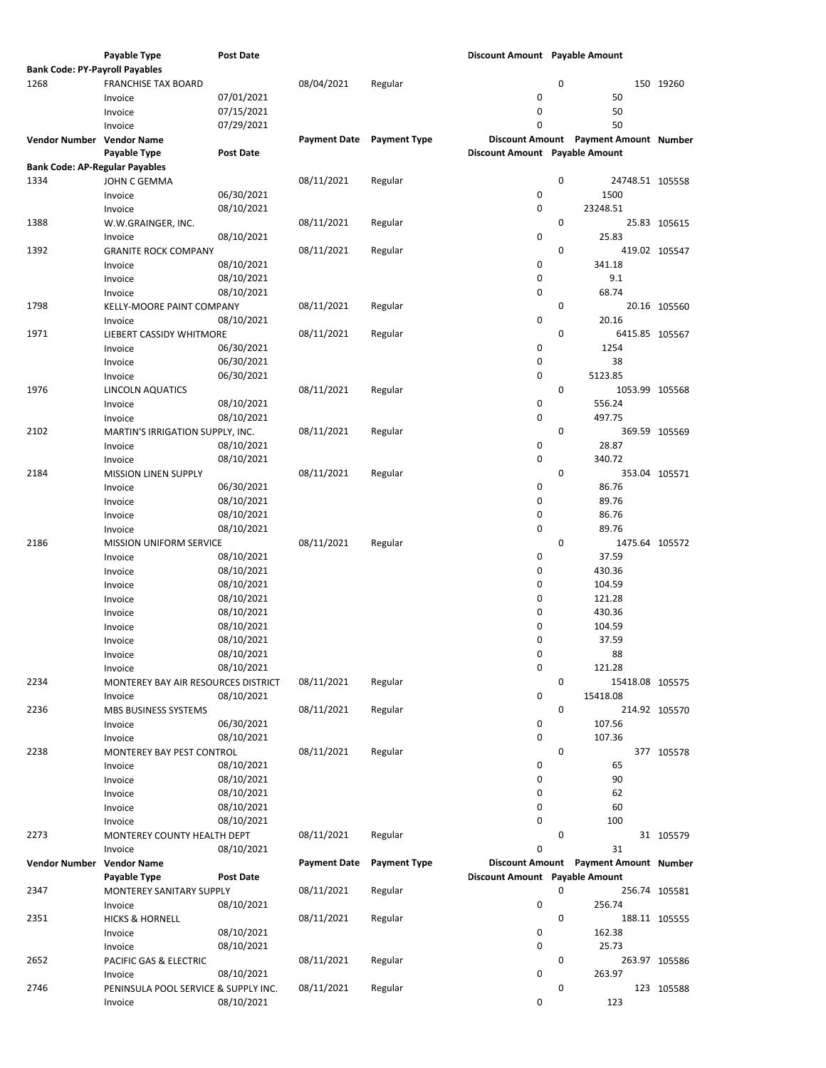| Vendor Number | Vendor Name | | Payment Date | Payment Type | Discount Amount | Payment Amount | Number |
|---|---|---|---|---|---|---|---|
| | Payable Type | Post Date | | | Discount Amount | Payable Amount | |
| **Bank Code: PY-Payroll Payables** | | | | | | | |
| 1268 | FRANCHISE TAX BOARD | | 08/04/2021 | Regular | 0 | 150 | 19260 |
| | Invoice | 07/01/2021 | | | 0 | 50 | |
| | Invoice | 07/15/2021 | | | 0 | 50 | |
| | Invoice | 07/29/2021 | | | 0 | 50 | |

| Vendor Number | Vendor Name | | Payment Date | Payment Type | Discount Amount | Payment Amount | Number |
|---|---|---|---|---|---|---|---|
| | Payable Type | Post Date | | | Discount Amount | Payable Amount | |
| **Bank Code: AP-Regular Payables** | | | | | | | |
| 1334 | JOHN C GEMMA | | 08/11/2021 | Regular | 0 | 24748.51 | 105558 |
| | Invoice | 06/30/2021 | | | 0 | 1500 | |
| | Invoice | 08/10/2021 | | | 0 | 23248.51 | |
| 1388 | W.W.GRAINGER, INC. | | 08/11/2021 | Regular | 0 | 25.83 | 105615 |
| | Invoice | 08/10/2021 | | | 0 | 25.83 | |
| 1392 | GRANITE ROCK COMPANY | | 08/11/2021 | Regular | 0 | 419.02 | 105547 |
| | Invoice | 08/10/2021 | | | 0 | 341.18 | |
| | Invoice | 08/10/2021 | | | 0 | 9.1 | |
| | Invoice | 08/10/2021 | | | 0 | 68.74 | |
| 1798 | KELLY-MOORE PAINT COMPANY | | 08/11/2021 | Regular | 0 | 20.16 | 105560 |
| | Invoice | 08/10/2021 | | | 0 | 20.16 | |
| 1971 | LIEBERT CASSIDY WHITMORE | | 08/11/2021 | Regular | 0 | 6415.85 | 105567 |
| | Invoice | 06/30/2021 | | | 0 | 1254 | |
| | Invoice | 06/30/2021 | | | 0 | 38 | |
| | Invoice | 06/30/2021 | | | 0 | 5123.85 | |
| 1976 | LINCOLN AQUATICS | | 08/11/2021 | Regular | 0 | 1053.99 | 105568 |
| | Invoice | 08/10/2021 | | | 0 | 556.24 | |
| | Invoice | 08/10/2021 | | | 0 | 497.75 | |
| 2102 | MARTIN'S IRRIGATION SUPPLY, INC. | | 08/11/2021 | Regular | 0 | 369.59 | 105569 |
| | Invoice | 08/10/2021 | | | 0 | 28.87 | |
| | Invoice | 08/10/2021 | | | 0 | 340.72 | |
| 2184 | MISSION LINEN SUPPLY | | 08/11/2021 | Regular | 0 | 353.04 | 105571 |
| | Invoice | 06/30/2021 | | | 0 | 86.76 | |
| | Invoice | 08/10/2021 | | | 0 | 89.76 | |
| | Invoice | 08/10/2021 | | | 0 | 86.76 | |
| | Invoice | 08/10/2021 | | | 0 | 89.76 | |
| 2186 | MISSION UNIFORM SERVICE | | 08/11/2021 | Regular | 0 | 1475.64 | 105572 |
| | Invoice | 08/10/2021 | | | 0 | 37.59 | |
| | Invoice | 08/10/2021 | | | 0 | 430.36 | |
| | Invoice | 08/10/2021 | | | 0 | 104.59 | |
| | Invoice | 08/10/2021 | | | 0 | 121.28 | |
| | Invoice | 08/10/2021 | | | 0 | 430.36 | |
| | Invoice | 08/10/2021 | | | 0 | 104.59 | |
| | Invoice | 08/10/2021 | | | 0 | 37.59 | |
| | Invoice | 08/10/2021 | | | 0 | 88 | |
| | Invoice | 08/10/2021 | | | 0 | 121.28 | |
| 2234 | MONTEREY BAY AIR RESOURCES DISTRICT | | 08/11/2021 | Regular | 0 | 15418.08 | 105575 |
| | Invoice | 08/10/2021 | | | 0 | 15418.08 | |
| 2236 | MBS BUSINESS SYSTEMS | | 08/11/2021 | Regular | 0 | 214.92 | 105570 |
| | Invoice | 06/30/2021 | | | 0 | 107.56 | |
| | Invoice | 08/10/2021 | | | 0 | 107.36 | |
| 2238 | MONTEREY BAY PEST CONTROL | | 08/11/2021 | Regular | 0 | 377 | 105578 |
| | Invoice | 08/10/2021 | | | 0 | 65 | |
| | Invoice | 08/10/2021 | | | 0 | 90 | |
| | Invoice | 08/10/2021 | | | 0 | 62 | |
| | Invoice | 08/10/2021 | | | 0 | 60 | |
| | Invoice | 08/10/2021 | | | 0 | 100 | |
| 2273 | MONTEREY COUNTY HEALTH DEPT | | 08/11/2021 | Regular | 0 | 31 | 105579 |
| | Invoice | 08/10/2021 | | | 0 | 31 | |

| Vendor Number | Vendor Name | | Payment Date | Payment Type | Discount Amount | Payment Amount | Number |
|---|---|---|---|---|---|---|---|
| | Payable Type | Post Date | | | Discount Amount | Payable Amount | |
| 2347 | MONTEREY SANITARY SUPPLY | | 08/11/2021 | Regular | 0 | 256.74 | 105581 |
| | Invoice | 08/10/2021 | | | 0 | 256.74 | |
| 2351 | HICKS & HORNELL | | 08/11/2021 | Regular | 0 | 188.11 | 105555 |
| | Invoice | 08/10/2021 | | | 0 | 162.38 | |
| | Invoice | 08/10/2021 | | | 0 | 25.73 | |
| 2652 | PACIFIC GAS & ELECTRIC | | 08/11/2021 | Regular | 0 | 263.97 | 105586 |
| | Invoice | 08/10/2021 | | | 0 | 263.97 | |
| 2746 | PENINSULA POOL SERVICE & SUPPLY INC. | | 08/11/2021 | Regular | 0 | 123 | 105588 |
| | Invoice | 08/10/2021 | | | 0 | 123 | |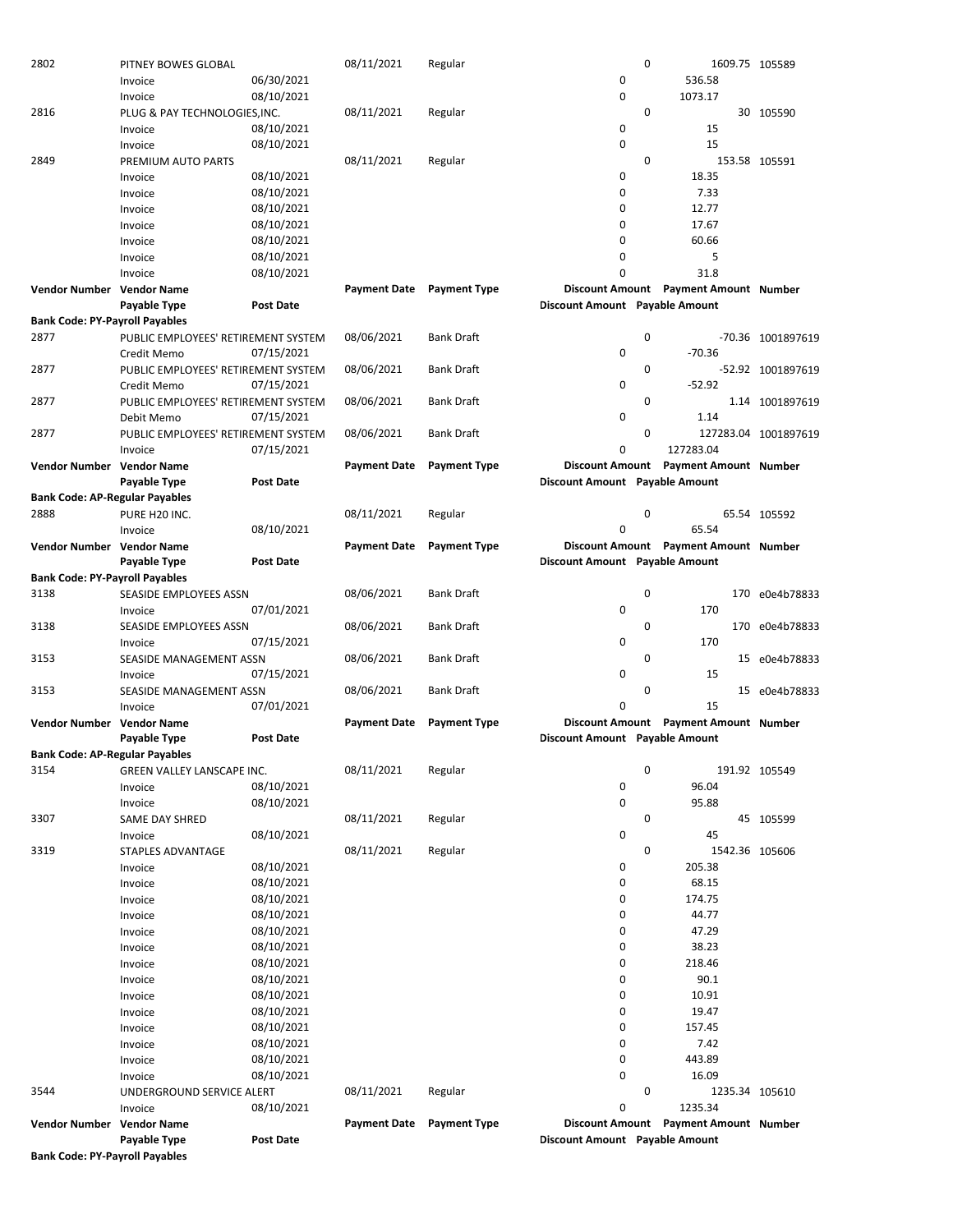| Vendor Number | Vendor Name | | Payment Date | Payment Type | Discount Amount | Payment Amount | Number |
|---|---|---|---|---|---|---|---|
| | Payable Type | Post Date | | | Discount Amount | Payable Amount | |
| 2802 | PITNEY BOWES GLOBAL | | 08/11/2021 | Regular | 0 | 1609.75 | 105589 |
| | Invoice | 06/30/2021 | | | 0 | 536.58 | |
| | Invoice | 08/10/2021 | | | 0 | 1073.17 | |
| 2816 | PLUG & PAY TECHNOLOGIES,INC. | | 08/11/2021 | Regular | 0 | 30 | 105590 |
| | Invoice | 08/10/2021 | | | 0 | 15 | |
| | Invoice | 08/10/2021 | | | 0 | 15 | |
| 2849 | PREMIUM AUTO PARTS | | 08/11/2021 | Regular | 0 | 153.58 | 105591 |
| | Invoice | 08/10/2021 | | | 0 | 18.35 | |
| | Invoice | 08/10/2021 | | | 0 | 7.33 | |
| | Invoice | 08/10/2021 | | | 0 | 12.77 | |
| | Invoice | 08/10/2021 | | | 0 | 17.67 | |
| | Invoice | 08/10/2021 | | | 0 | 60.66 | |
| | Invoice | 08/10/2021 | | | 0 | 5 | |
| | Invoice | 08/10/2021 | | | 0 | 31.8 | |

| Vendor Number | Vendor Name | | Payment Date | Payment Type | Discount Amount | Payment Amount | Number |
|---|---|---|---|---|---|---|---|
| | Payable Type | Post Date | | | Discount Amount | Payable Amount | |
| **Bank Code: PY-Payroll Payables** | | | | | | | |
| 2877 | PUBLIC EMPLOYEES' RETIREMENT SYSTEM | | 08/06/2021 | Bank Draft | 0 | -70.36 | 1001897619 |
| | Credit Memo | 07/15/2021 | | | 0 | -70.36 | |
| 2877 | PUBLIC EMPLOYEES' RETIREMENT SYSTEM | | 08/06/2021 | Bank Draft | 0 | -52.92 | 1001897619 |
| | Credit Memo | 07/15/2021 | | | 0 | -52.92 | |
| 2877 | PUBLIC EMPLOYEES' RETIREMENT SYSTEM | | 08/06/2021 | Bank Draft | 0 | 1.14 | 1001897619 |
| | Debit Memo | 07/15/2021 | | | 0 | 1.14 | |
| 2877 | PUBLIC EMPLOYEES' RETIREMENT SYSTEM | | 08/06/2021 | Bank Draft | 0 | 127283.04 | 1001897619 |
| | Invoice | 07/15/2021 | | | 0 | 127283.04 | |

| Vendor Number | Vendor Name | | Payment Date | Payment Type | Discount Amount | Payment Amount | Number |
|---|---|---|---|---|---|---|---|
| | Payable Type | Post Date | | | Discount Amount | Payable Amount | |
| **Bank Code: AP-Regular Payables** | | | | | | | |
| 2888 | PURE H20 INC. | | 08/11/2021 | Regular | 0 | 65.54 | 105592 |
| | Invoice | 08/10/2021 | | | 0 | 65.54 | |

| Vendor Number | Vendor Name | | Payment Date | Payment Type | Discount Amount | Payment Amount | Number |
|---|---|---|---|---|---|---|---|
| | Payable Type | Post Date | | | Discount Amount | Payable Amount | |
| **Bank Code: PY-Payroll Payables** | | | | | | | |
| 3138 | SEASIDE EMPLOYEES ASSN | | 08/06/2021 | Bank Draft | 0 | 170 | e0e4b78833 |
| | Invoice | 07/01/2021 | | | 0 | 170 | |
| 3138 | SEASIDE EMPLOYEES ASSN | | 08/06/2021 | Bank Draft | 0 | 170 | e0e4b78833 |
| | Invoice | 07/15/2021 | | | 0 | 170 | |
| 3153 | SEASIDE MANAGEMENT ASSN | | 08/06/2021 | Bank Draft | 0 | 15 | e0e4b78833 |
| | Invoice | 07/15/2021 | | | 0 | 15 | |
| 3153 | SEASIDE MANAGEMENT ASSN | | 08/06/2021 | Bank Draft | 0 | 15 | e0e4b78833 |
| | Invoice | 07/01/2021 | | | 0 | 15 | |

| Vendor Number | Vendor Name | | Payment Date | Payment Type | Discount Amount | Payment Amount | Number |
|---|---|---|---|---|---|---|---|
| | Payable Type | Post Date | | | Discount Amount | Payable Amount | |
| **Bank Code: AP-Regular Payables** | | | | | | | |
| 3154 | GREEN VALLEY LANSCAPE INC. | | 08/11/2021 | Regular | 0 | 191.92 | 105549 |
| | Invoice | 08/10/2021 | | | 0 | 96.04 | |
| | Invoice | 08/10/2021 | | | 0 | 95.88 | |
| 3307 | SAME DAY SHRED | | 08/11/2021 | Regular | 0 | 45 | 105599 |
| | Invoice | 08/10/2021 | | | 0 | 45 | |
| 3319 | STAPLES ADVANTAGE | | 08/11/2021 | Regular | 0 | 1542.36 | 105606 |
| | Invoice | 08/10/2021 | | | 0 | 205.38 | |
| | Invoice | 08/10/2021 | | | 0 | 68.15 | |
| | Invoice | 08/10/2021 | | | 0 | 174.75 | |
| | Invoice | 08/10/2021 | | | 0 | 44.77 | |
| | Invoice | 08/10/2021 | | | 0 | 47.29 | |
| | Invoice | 08/10/2021 | | | 0 | 38.23 | |
| | Invoice | 08/10/2021 | | | 0 | 218.46 | |
| | Invoice | 08/10/2021 | | | 0 | 90.1 | |
| | Invoice | 08/10/2021 | | | 0 | 10.91 | |
| | Invoice | 08/10/2021 | | | 0 | 19.47 | |
| | Invoice | 08/10/2021 | | | 0 | 157.45 | |
| | Invoice | 08/10/2021 | | | 0 | 7.42 | |
| | Invoice | 08/10/2021 | | | 0 | 443.89 | |
| | Invoice | 08/10/2021 | | | 0 | 16.09 | |
| 3544 | UNDERGROUND SERVICE ALERT | | 08/11/2021 | Regular | 0 | 1235.34 | 105610 |
| | Invoice | 08/10/2021 | | | 0 | 1235.34 | |

| Vendor Number | Vendor Name | | Payment Date | Payment Type | Discount Amount | Payment Amount | Number |
|---|---|---|---|---|---|---|---|
| | Payable Type | Post Date | | | Discount Amount | Payable Amount | |
| **Bank Code: PY-Payroll Payables** | | | | | | | |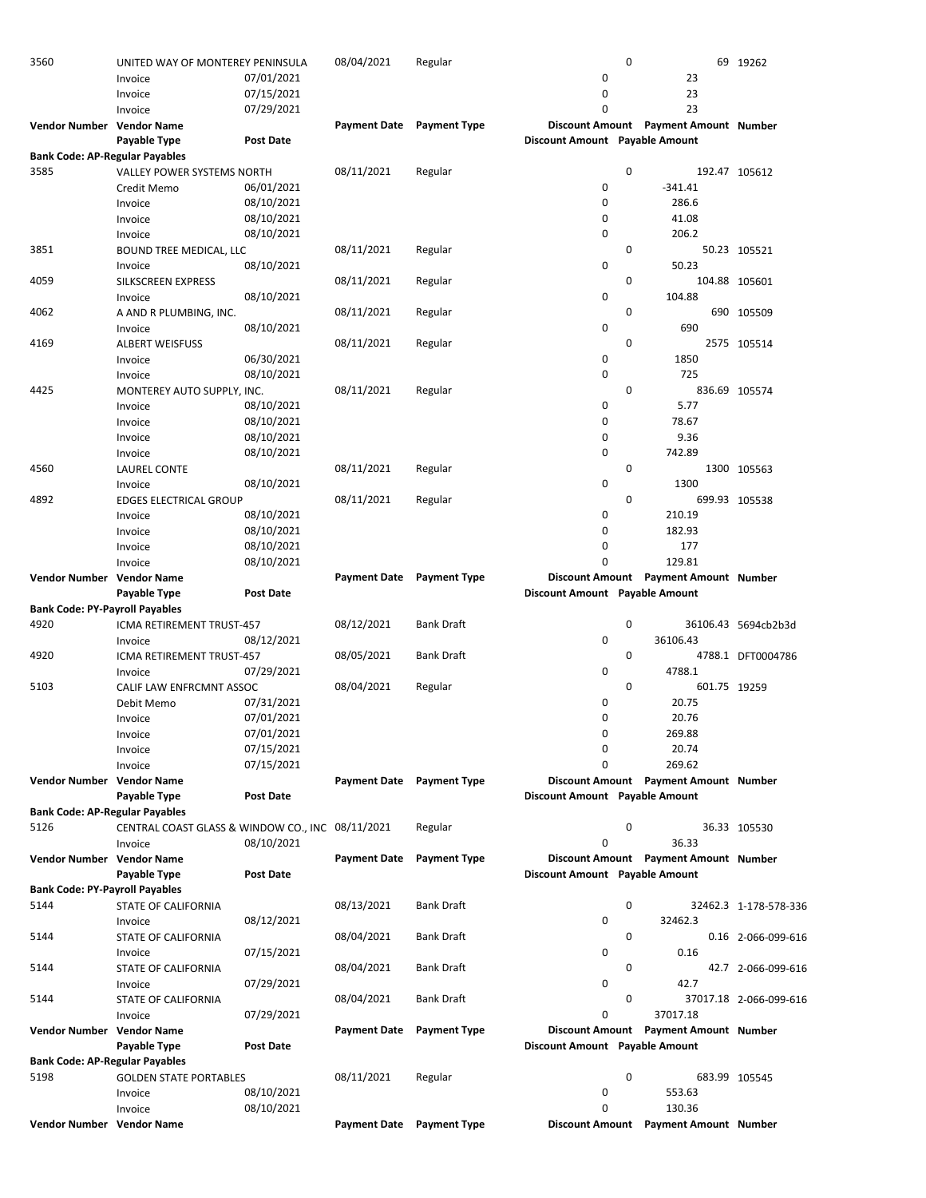| Vendor Number | Vendor Name | | Payment Date | Payment Type | Discount Amount | Payment Amount | Number |
|---|---|---|---|---|---|---|---|
| | Payable Type | Post Date | | | Discount Amount | Payable Amount | |
| 3560 | UNITED WAY OF MONTEREY PENINSULA | | 08/04/2021 | Regular | 0 | 69 | 19262 |
| | Invoice | 07/01/2021 | | | 0 | 23 | |
| | Invoice | 07/15/2021 | | | 0 | 23 | |
| | Invoice | 07/29/2021 | | | 0 | 23 | |

| Vendor Number | Vendor Name | | Payment Date | Payment Type | Discount Amount | Payment Amount | Number |
|---|---|---|---|---|---|---|---|
| | Payable Type | Post Date | | | Discount Amount | Payable Amount | |
| **Bank Code: AP-Regular Payables** | | | | | | | |
| 3585 | VALLEY POWER SYSTEMS NORTH | | 08/11/2021 | Regular | 0 | 192.47 | 105612 |
| | Credit Memo | 06/01/2021 | | | 0 | -341.41 | |
| | Invoice | 08/10/2021 | | | 0 | 286.6 | |
| | Invoice | 08/10/2021 | | | 0 | 41.08 | |
| | Invoice | 08/10/2021 | | | 0 | 206.2 | |
| 3851 | BOUND TREE MEDICAL, LLC | | 08/11/2021 | Regular | 0 | 50.23 | 105521 |
| | Invoice | 08/10/2021 | | | 0 | 50.23 | |
| 4059 | SILKSCREEN EXPRESS | | 08/11/2021 | Regular | 0 | 104.88 | 105601 |
| | Invoice | 08/10/2021 | | | 0 | 104.88 | |
| 4062 | A AND R PLUMBING, INC. | | 08/11/2021 | Regular | 0 | 690 | 105509 |
| | Invoice | 08/10/2021 | | | 0 | 690 | |
| 4169 | ALBERT WEISFUSS | | 08/11/2021 | Regular | 0 | 2575 | 105514 |
| | Invoice | 06/30/2021 | | | 0 | 1850 | |
| | Invoice | 08/10/2021 | | | 0 | 725 | |
| 4425 | MONTEREY AUTO SUPPLY, INC. | | 08/11/2021 | Regular | 0 | 836.69 | 105574 |
| | Invoice | 08/10/2021 | | | 0 | 5.77 | |
| | Invoice | 08/10/2021 | | | 0 | 78.67 | |
| | Invoice | 08/10/2021 | | | 0 | 9.36 | |
| | Invoice | 08/10/2021 | | | 0 | 742.89 | |
| 4560 | LAUREL CONTE | | 08/11/2021 | Regular | 0 | 1300 | 105563 |
| | Invoice | 08/10/2021 | | | 0 | 1300 | |
| 4892 | EDGES ELECTRICAL GROUP | | 08/11/2021 | Regular | 0 | 699.93 | 105538 |
| | Invoice | 08/10/2021 | | | 0 | 210.19 | |
| | Invoice | 08/10/2021 | | | 0 | 182.93 | |
| | Invoice | 08/10/2021 | | | 0 | 177 | |
| | Invoice | 08/10/2021 | | | 0 | 129.81 | |

| Vendor Number | Vendor Name | | Payment Date | Payment Type | Discount Amount | Payment Amount | Number |
|---|---|---|---|---|---|---|---|
| | Payable Type | Post Date | | | Discount Amount | Payable Amount | |
| **Bank Code: PY-Payroll Payables** | | | | | | | |
| 4920 | ICMA RETIREMENT TRUST-457 | | 08/12/2021 | Bank Draft | 0 | 36106.43 | 5694cb2b3d |
| | Invoice | 08/12/2021 | | | 0 | 36106.43 | |
| 4920 | ICMA RETIREMENT TRUST-457 | | 08/05/2021 | Bank Draft | 0 | 4788.1 | DFT0004786 |
| | Invoice | 07/29/2021 | | | 0 | 4788.1 | |
| 5103 | CALIF LAW ENFRCMNT ASSOC | | 08/04/2021 | Regular | 0 | 601.75 | 19259 |
| | Debit Memo | 07/31/2021 | | | 0 | 20.75 | |
| | Invoice | 07/01/2021 | | | 0 | 20.76 | |
| | Invoice | 07/01/2021 | | | 0 | 269.88 | |
| | Invoice | 07/15/2021 | | | 0 | 20.74 | |
| | Invoice | 07/15/2021 | | | 0 | 269.62 | |

| Vendor Number | Vendor Name | | Payment Date | Payment Type | Discount Amount | Payment Amount | Number |
|---|---|---|---|---|---|---|---|
| | Payable Type | Post Date | | | Discount Amount | Payable Amount | |
| **Bank Code: AP-Regular Payables** | | | | | | | |
| 5126 | CENTRAL COAST GLASS & WINDOW CO., INC | | 08/11/2021 | Regular | 0 | 36.33 | 105530 |
| | Invoice | 08/10/2021 | | | 0 | 36.33 | |

| Vendor Number | Vendor Name | | Payment Date | Payment Type | Discount Amount | Payment Amount | Number |
|---|---|---|---|---|---|---|---|
| | Payable Type | Post Date | | | Discount Amount | Payable Amount | |
| **Bank Code: PY-Payroll Payables** | | | | | | | |
| 5144 | STATE OF CALIFORNIA | | 08/13/2021 | Bank Draft | 0 | 32462.3 | 1-178-578-336 |
| | Invoice | 08/12/2021 | | | 0 | 32462.3 | |
| 5144 | STATE OF CALIFORNIA | | 08/04/2021 | Bank Draft | 0 | 0.16 | 2-066-099-616 |
| | Invoice | 07/15/2021 | | | 0 | 0.16 | |
| 5144 | STATE OF CALIFORNIA | | 08/04/2021 | Bank Draft | 0 | 42.7 | 2-066-099-616 |
| | Invoice | 07/29/2021 | | | 0 | 42.7 | |
| 5144 | STATE OF CALIFORNIA | | 08/04/2021 | Bank Draft | 0 | 37017.18 | 2-066-099-616 |
| | Invoice | 07/29/2021 | | | 0 | 37017.18 | |

| Vendor Number | Vendor Name | | Payment Date | Payment Type | Discount Amount | Payment Amount | Number |
|---|---|---|---|---|---|---|---|
| | Payable Type | Post Date | | | Discount Amount | Payable Amount | |
| **Bank Code: AP-Regular Payables** | | | | | | | |
| 5198 | GOLDEN STATE PORTABLES | | 08/11/2021 | Regular | 0 | 683.99 | 105545 |
| | Invoice | 08/10/2021 | | | 0 | 553.63 | |
| | Invoice | 08/10/2021 | | | 0 | 130.36 | |

| Vendor Number | Vendor Name | | Payment Date | Payment Type | Discount Amount | Payment Amount | Number |
|---|---|---|---|---|---|---|---|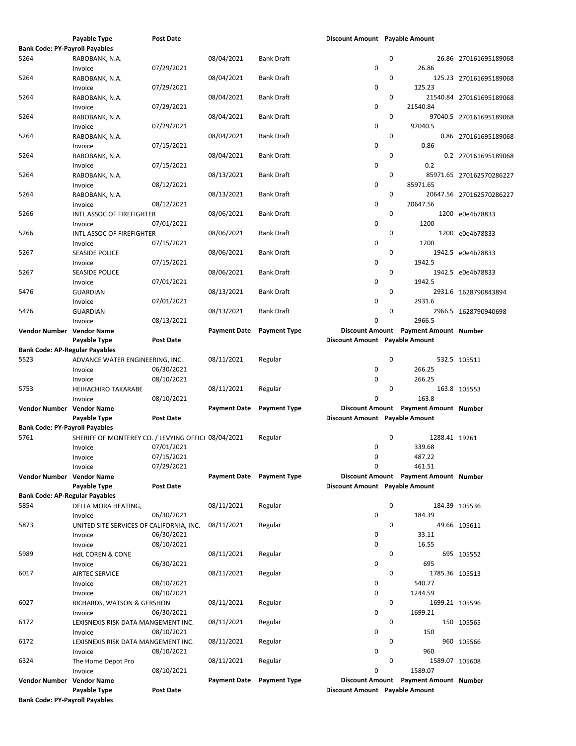| Vendor Number | Vendor Name | | Payment Date | Payment Type | Discount Amount | Payment Amount | Number |
|---|---|---|---|---|---|---|---|
| | Payable Type | Post Date | | | Discount Amount | Payable Amount | |
| **Bank Code: PY-Payroll Payables** | | | | | | | |
| 5264 | RABOBANK, N.A. | | 08/04/2021 | Bank Draft | 0 | 26.86 | 270161695189068 |
| | Invoice | 07/29/2021 | | | 0 | 26.86 | |
| 5264 | RABOBANK, N.A. | | 08/04/2021 | Bank Draft | 0 | 125.23 | 270161695189068 |
| | Invoice | 07/29/2021 | | | 0 | 125.23 | |
| 5264 | RABOBANK, N.A. | | 08/04/2021 | Bank Draft | 0 | 21540.84 | 270161695189068 |
| | Invoice | 07/29/2021 | | | 0 | 21540.84 | |
| 5264 | RABOBANK, N.A. | | 08/04/2021 | Bank Draft | 0 | 97040.5 | 270161695189068 |
| | Invoice | 07/29/2021 | | | 0 | 97040.5 | |
| 5264 | RABOBANK, N.A. | | 08/04/2021 | Bank Draft | 0 | 0.86 | 270161695189068 |
| | Invoice | 07/15/2021 | | | 0 | 0.86 | |
| 5264 | RABOBANK, N.A. | | 08/04/2021 | Bank Draft | 0 | 0.2 | 270161695189068 |
| | Invoice | 07/15/2021 | | | 0 | 0.2 | |
| 5264 | RABOBANK, N.A. | | 08/13/2021 | Bank Draft | 0 | 85971.65 | 270162570286227 |
| | Invoice | 08/12/2021 | | | 0 | 85971.65 | |
| 5264 | RABOBANK, N.A. | | 08/13/2021 | Bank Draft | 0 | 20647.56 | 270162570286227 |
| | Invoice | 08/12/2021 | | | 0 | 20647.56 | |
| 5266 | INTL ASSOC OF FIREFIGHTER | | 08/06/2021 | Bank Draft | 0 | 1200 | e0e4b78833 |
| | Invoice | 07/01/2021 | | | 0 | 1200 | |
| 5266 | INTL ASSOC OF FIREFIGHTER | | 08/06/2021 | Bank Draft | 0 | 1200 | e0e4b78833 |
| | Invoice | 07/15/2021 | | | 0 | 1200 | |
| 5267 | SEASIDE POLICE | | 08/06/2021 | Bank Draft | 0 | 1942.5 | e0e4b78833 |
| | Invoice | 07/15/2021 | | | 0 | 1942.5 | |
| 5267 | SEASIDE POLICE | | 08/06/2021 | Bank Draft | 0 | 1942.5 | e0e4b78833 |
| | Invoice | 07/01/2021 | | | 0 | 1942.5 | |
| 5476 | GUARDIAN | | 08/13/2021 | Bank Draft | 0 | 2931.6 | 1628790843894 |
| | Invoice | 07/01/2021 | | | 0 | 2931.6 | |
| 5476 | GUARDIAN | | 08/13/2021 | Bank Draft | 0 | 2966.5 | 1628790940698 |
| | Invoice | 08/13/2021 | | | 0 | 2966.5 | |

| Vendor Number | Vendor Name | | Payment Date | Payment Type | Discount Amount | Payment Amount | Number |
|---|---|---|---|---|---|---|---|
| | Payable Type | Post Date | | | Discount Amount | Payable Amount | |
| **Bank Code: AP-Regular Payables** | | | | | | | |
| 5523 | ADVANCE WATER ENGINEERING, INC. | | 08/11/2021 | Regular | 0 | 532.5 | 105511 |
| | Invoice | 06/30/2021 | | | 0 | 266.25 | |
| | Invoice | 08/10/2021 | | | 0 | 266.25 | |
| 5753 | HEIHACHIRO TAKARABE | | 08/11/2021 | Regular | 0 | 163.8 | 105553 |
| | Invoice | 08/10/2021 | | | 0 | 163.8 | |

| Vendor Number | Vendor Name | | Payment Date | Payment Type | Discount Amount | Payment Amount | Number |
|---|---|---|---|---|---|---|---|
| | Payable Type | Post Date | | | Discount Amount | Payable Amount | |
| **Bank Code: PY-Payroll Payables** | | | | | | | |
| 5761 | SHERIFF OF MONTEREY CO. / LEVYING OFFICI | | 08/04/2021 | Regular | 0 | 1288.41 | 19261 |
| | Invoice | 07/01/2021 | | | 0 | 339.68 | |
| | Invoice | 07/15/2021 | | | 0 | 487.22 | |
| | Invoice | 07/29/2021 | | | 0 | 461.51 | |

| Vendor Number | Vendor Name | | Payment Date | Payment Type | Discount Amount | Payment Amount | Number |
|---|---|---|---|---|---|---|---|
| | Payable Type | Post Date | | | Discount Amount | Payable Amount | |
| **Bank Code: AP-Regular Payables** | | | | | | | |
| 5854 | DELLA MORA HEATING, | | 08/11/2021 | Regular | 0 | 184.39 | 105536 |
| | Invoice | 06/30/2021 | | | 0 | 184.39 | |
| 5873 | UNITED SITE SERVICES OF CALIFORNIA, INC. | | 08/11/2021 | Regular | 0 | 49.66 | 105611 |
| | Invoice | 06/30/2021 | | | 0 | 33.11 | |
| | Invoice | 08/10/2021 | | | 0 | 16.55 | |
| 5989 | HdL COREN & CONE | | 08/11/2021 | Regular | 0 | 695 | 105552 |
| | Invoice | 06/30/2021 | | | 0 | 695 | |
| 6017 | AIRTEC SERVICE | | 08/11/2021 | Regular | 0 | 1785.36 | 105513 |
| | Invoice | 08/10/2021 | | | 0 | 540.77 | |
| | Invoice | 08/10/2021 | | | 0 | 1244.59 | |
| 6027 | RICHARDS, WATSON & GERSHON | | 08/11/2021 | Regular | 0 | 1699.21 | 105596 |
| | Invoice | 06/30/2021 | | | 0 | 1699.21 | |
| 6172 | LEXISNEXIS RISK DATA MANGEMENT INC. | | 08/11/2021 | Regular | 0 | 150 | 105565 |
| | Invoice | 08/10/2021 | | | 0 | 150 | |
| 6172 | LEXISNEXIS RISK DATA MANGEMENT INC. | | 08/11/2021 | Regular | 0 | 960 | 105566 |
| | Invoice | 08/10/2021 | | | 0 | 960 | |
| 6324 | The Home Depot Pro | | 08/11/2021 | Regular | 0 | 1589.07 | 105608 |
| | Invoice | 08/10/2021 | | | 0 | 1589.07 | |

| Vendor Number | Vendor Name | | Payment Date | Payment Type | Discount Amount | Payment Amount | Number |
|---|---|---|---|---|---|---|---|
| | Payable Type | Post Date | | | Discount Amount | Payable Amount | |
| **Bank Code: PY-Payroll Payables** | | | | | | | |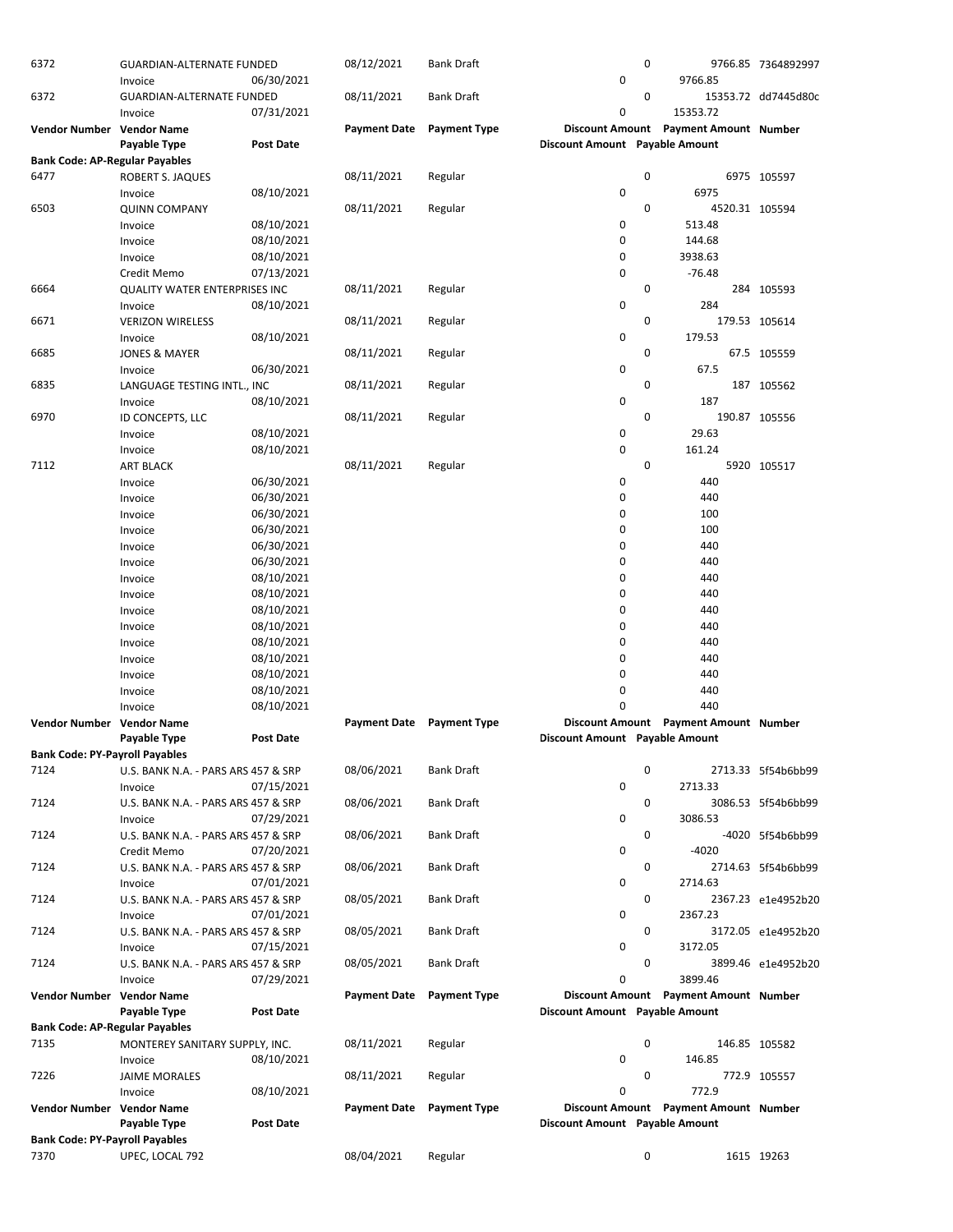| Vendor Number | Vendor Name | | Payment Date | Payment Type | Discount Amount | Payment Amount | Number |
|---|---|---|---|---|---|---|---|
| | Payable Type | Post Date | | | Discount Amount | Payable Amount | |
| 6372 | GUARDIAN-ALTERNATE FUNDED | | 08/12/2021 | Bank Draft | 0 | 9766.85 | 7364892997 |
| | Invoice | 06/30/2021 | | | 0 | 9766.85 | |
| 6372 | GUARDIAN-ALTERNATE FUNDED | | 08/11/2021 | Bank Draft | 0 | 15353.72 | dd7445d80c |
| | Invoice | 07/31/2021 | | | 0 | 15353.72 | |

| Vendor Number | Vendor Name | | Payment Date | Payment Type | Discount Amount | Payment Amount | Number |
|---|---|---|---|---|---|---|---|
| | Payable Type | Post Date | | | Discount Amount | Payable Amount | |
| **Bank Code: AP-Regular Payables** | | | | | | | |
| 6477 | ROBERT S. JAQUES | | 08/11/2021 | Regular | 0 | 6975 | 105597 |
| | Invoice | 08/10/2021 | | | 0 | 6975 | |
| 6503 | QUINN COMPANY | | 08/11/2021 | Regular | 0 | 4520.31 | 105594 |
| | Invoice | 08/10/2021 | | | 0 | 513.48 | |
| | Invoice | 08/10/2021 | | | 0 | 144.68 | |
| | Invoice | 08/10/2021 | | | 0 | 3938.63 | |
| | Credit Memo | 07/13/2021 | | | 0 | -76.48 | |
| 6664 | QUALITY WATER ENTERPRISES INC | | 08/11/2021 | Regular | 0 | 284 | 105593 |
| | Invoice | 08/10/2021 | | | 0 | 284 | |
| 6671 | VERIZON WIRELESS | | 08/11/2021 | Regular | 0 | 179.53 | 105614 |
| | Invoice | 08/10/2021 | | | 0 | 179.53 | |
| 6685 | JONES & MAYER | | 08/11/2021 | Regular | 0 | 67.5 | 105559 |
| | Invoice | 06/30/2021 | | | 0 | 67.5 | |
| 6835 | LANGUAGE TESTING INTL., INC | | 08/11/2021 | Regular | 0 | 187 | 105562 |
| | Invoice | 08/10/2021 | | | 0 | 187 | |
| 6970 | ID CONCEPTS, LLC | | 08/11/2021 | Regular | 0 | 190.87 | 105556 |
| | Invoice | 08/10/2021 | | | 0 | 29.63 | |
| | Invoice | 08/10/2021 | | | 0 | 161.24 | |
| 7112 | ART BLACK | | 08/11/2021 | Regular | 0 | 5920 | 105517 |
| | Invoice | 06/30/2021 | | | 0 | 440 | |
| | Invoice | 06/30/2021 | | | 0 | 440 | |
| | Invoice | 06/30/2021 | | | 0 | 100 | |
| | Invoice | 06/30/2021 | | | 0 | 100 | |
| | Invoice | 06/30/2021 | | | 0 | 440 | |
| | Invoice | 06/30/2021 | | | 0 | 440 | |
| | Invoice | 08/10/2021 | | | 0 | 440 | |
| | Invoice | 08/10/2021 | | | 0 | 440 | |
| | Invoice | 08/10/2021 | | | 0 | 440 | |
| | Invoice | 08/10/2021 | | | 0 | 440 | |
| | Invoice | 08/10/2021 | | | 0 | 440 | |
| | Invoice | 08/10/2021 | | | 0 | 440 | |
| | Invoice | 08/10/2021 | | | 0 | 440 | |
| | Invoice | 08/10/2021 | | | 0 | 440 | |
| | Invoice | 08/10/2021 | | | 0 | 440 | |

| Vendor Number | Vendor Name | | Payment Date | Payment Type | Discount Amount | Payment Amount | Number |
|---|---|---|---|---|---|---|---|
| | Payable Type | Post Date | | | Discount Amount | Payable Amount | |
| **Bank Code: PY-Payroll Payables** | | | | | | | |
| 7124 | U.S. BANK N.A. - PARS ARS 457 & SRP | | 08/06/2021 | Bank Draft | 0 | 2713.33 | 5f54b6bb99 |
| | Invoice | 07/15/2021 | | | 0 | 2713.33 | |
| 7124 | U.S. BANK N.A. - PARS ARS 457 & SRP | | 08/06/2021 | Bank Draft | 0 | 3086.53 | 5f54b6bb99 |
| | Invoice | 07/29/2021 | | | 0 | 3086.53 | |
| 7124 | U.S. BANK N.A. - PARS ARS 457 & SRP | | 08/06/2021 | Bank Draft | 0 | -4020 | 5f54b6bb99 |
| | Credit Memo | 07/20/2021 | | | 0 | -4020 | |
| 7124 | U.S. BANK N.A. - PARS ARS 457 & SRP | | 08/06/2021 | Bank Draft | 0 | 2714.63 | 5f54b6bb99 |
| | Invoice | 07/01/2021 | | | 0 | 2714.63 | |
| 7124 | U.S. BANK N.A. - PARS ARS 457 & SRP | | 08/05/2021 | Bank Draft | 0 | 2367.23 | e1e4952b20 |
| | Invoice | 07/01/2021 | | | 0 | 2367.23 | |
| 7124 | U.S. BANK N.A. - PARS ARS 457 & SRP | | 08/05/2021 | Bank Draft | 0 | 3172.05 | e1e4952b20 |
| | Invoice | 07/15/2021 | | | 0 | 3172.05 | |
| 7124 | U.S. BANK N.A. - PARS ARS 457 & SRP | | 08/05/2021 | Bank Draft | 0 | 3899.46 | e1e4952b20 |
| | Invoice | 07/29/2021 | | | 0 | 3899.46 | |

| Vendor Number | Vendor Name | | Payment Date | Payment Type | Discount Amount | Payment Amount | Number |
|---|---|---|---|---|---|---|---|
| | Payable Type | Post Date | | | Discount Amount | Payable Amount | |
| **Bank Code: AP-Regular Payables** | | | | | | | |
| 7135 | MONTEREY SANITARY SUPPLY, INC. | | 08/11/2021 | Regular | 0 | 146.85 | 105582 |
| | Invoice | 08/10/2021 | | | 0 | 146.85 | |
| 7226 | JAIME MORALES | | 08/11/2021 | Regular | 0 | 772.9 | 105557 |
| | Invoice | 08/10/2021 | | | 0 | 772.9 | |

| Vendor Number | Vendor Name | | Payment Date | Payment Type | Discount Amount | Payment Amount | Number |
|---|---|---|---|---|---|---|---|
| | Payable Type | Post Date | | | Discount Amount | Payable Amount | |
| **Bank Code: PY-Payroll Payables** | | | | | | | |
| 7370 | UPEC, LOCAL 792 | | 08/04/2021 | Regular | 0 | 1615 | 19263 |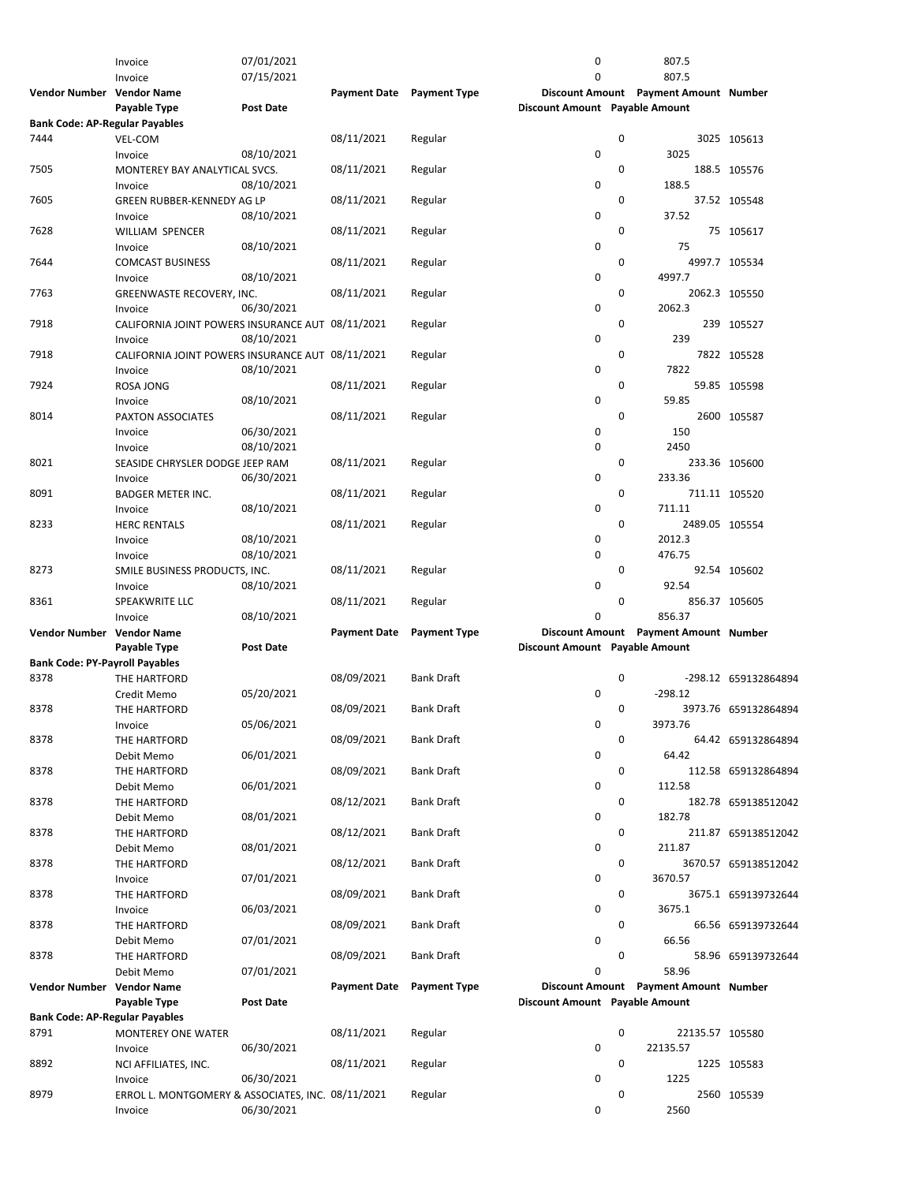| Vendor Number | Vendor Name | | Payment Date | Payment Type | Discount Amount | Payment Amount | Number |
|---|---|---|---|---|---|---|---|
| | Payable Type | Post Date | | | Discount Amount | Payable Amount | |
| | Invoice | 07/01/2021 | | | 0 | 807.5 | |
| | Invoice | 07/15/2021 | | | 0 | 807.5 | |

| Vendor Number | Vendor Name | | Payment Date | Payment Type | Discount Amount | Payment Amount | Number |
|---|---|---|---|---|---|---|---|
| | Payable Type | Post Date | | | Discount Amount | Payable Amount | |
| **Bank Code: AP-Regular Payables** | | | | | | | |
| 7444 | VEL-COM | | 08/11/2021 | Regular | 0 | 3025 | 105613 |
| | Invoice | 08/10/2021 | | | 0 | 3025 | |
| 7505 | MONTEREY BAY ANALYTICAL SVCS. | | 08/11/2021 | Regular | 0 | 188.5 | 105576 |
| | Invoice | 08/10/2021 | | | 0 | 188.5 | |
| 7605 | GREEN RUBBER-KENNEDY AG LP | | 08/11/2021 | Regular | 0 | 37.52 | 105548 |
| | Invoice | 08/10/2021 | | | 0 | 37.52 | |
| 7628 | WILLIAM SPENCER | | 08/11/2021 | Regular | 0 | 75 | 105617 |
| | Invoice | 08/10/2021 | | | 0 | 75 | |
| 7644 | COMCAST BUSINESS | | 08/11/2021 | Regular | 0 | 4997.7 | 105534 |
| | Invoice | 08/10/2021 | | | 0 | 4997.7 | |
| 7763 | GREENWASTE RECOVERY, INC. | | 08/11/2021 | Regular | 0 | 2062.3 | 105550 |
| | Invoice | 06/30/2021 | | | 0 | 2062.3 | |
| 7918 | CALIFORNIA JOINT POWERS INSURANCE AUT | | 08/11/2021 | Regular | 0 | 239 | 105527 |
| | Invoice | 08/10/2021 | | | 0 | 239 | |
| 7918 | CALIFORNIA JOINT POWERS INSURANCE AUT | | 08/11/2021 | Regular | 0 | 7822 | 105528 |
| | Invoice | 08/10/2021 | | | 0 | 7822 | |
| 7924 | ROSA JONG | | 08/11/2021 | Regular | 0 | 59.85 | 105598 |
| | Invoice | 08/10/2021 | | | 0 | 59.85 | |
| 8014 | PAXTON ASSOCIATES | | 08/11/2021 | Regular | 0 | 2600 | 105587 |
| | Invoice | 06/30/2021 | | | 0 | 150 | |
| | Invoice | 08/10/2021 | | | 0 | 2450 | |
| 8021 | SEASIDE CHRYSLER DODGE JEEP RAM | | 08/11/2021 | Regular | 0 | 233.36 | 105600 |
| | Invoice | 06/30/2021 | | | 0 | 233.36 | |
| 8091 | BADGER METER INC. | | 08/11/2021 | Regular | 0 | 711.11 | 105520 |
| | Invoice | 08/10/2021 | | | 0 | 711.11 | |
| 8233 | HERC RENTALS | | 08/11/2021 | Regular | 0 | 2489.05 | 105554 |
| | Invoice | 08/10/2021 | | | 0 | 2012.3 | |
| | Invoice | 08/10/2021 | | | 0 | 476.75 | |
| 8273 | SMILE BUSINESS PRODUCTS, INC. | | 08/11/2021 | Regular | 0 | 92.54 | 105602 |
| | Invoice | 08/10/2021 | | | 0 | 92.54 | |
| 8361 | SPEAKWRITE LLC | | 08/11/2021 | Regular | 0 | 856.37 | 105605 |
| | Invoice | 08/10/2021 | | | 0 | 856.37 | |

| Vendor Number | Vendor Name | | Payment Date | Payment Type | Discount Amount | Payment Amount | Number |
|---|---|---|---|---|---|---|---|
| | Payable Type | Post Date | | | Discount Amount | Payable Amount | |
| **Bank Code: PY-Payroll Payables** | | | | | | | |
| 8378 | THE HARTFORD | | 08/09/2021 | Bank Draft | 0 | -298.12 | 659132864894 |
| | Credit Memo | 05/20/2021 | | | 0 | -298.12 | |
| 8378 | THE HARTFORD | | 08/09/2021 | Bank Draft | 0 | 3973.76 | 659132864894 |
| | Invoice | 05/06/2021 | | | 0 | 3973.76 | |
| 8378 | THE HARTFORD | | 08/09/2021 | Bank Draft | 0 | 64.42 | 659132864894 |
| | Debit Memo | 06/01/2021 | | | 0 | 64.42 | |
| 8378 | THE HARTFORD | | 08/09/2021 | Bank Draft | 0 | 112.58 | 659132864894 |
| | Debit Memo | 06/01/2021 | | | 0 | 112.58 | |
| 8378 | THE HARTFORD | | 08/12/2021 | Bank Draft | 0 | 182.78 | 659138512042 |
| | Debit Memo | 08/01/2021 | | | 0 | 182.78 | |
| 8378 | THE HARTFORD | | 08/12/2021 | Bank Draft | 0 | 211.87 | 659138512042 |
| | Debit Memo | 08/01/2021 | | | 0 | 211.87 | |
| 8378 | THE HARTFORD | | 08/12/2021 | Bank Draft | 0 | 3670.57 | 659138512042 |
| | Invoice | 07/01/2021 | | | 0 | 3670.57 | |
| 8378 | THE HARTFORD | | 08/09/2021 | Bank Draft | 0 | 3675.1 | 659139732644 |
| | Invoice | 06/03/2021 | | | 0 | 3675.1 | |
| 8378 | THE HARTFORD | | 08/09/2021 | Bank Draft | 0 | 66.56 | 659139732644 |
| | Debit Memo | 07/01/2021 | | | 0 | 66.56 | |
| 8378 | THE HARTFORD | | 08/09/2021 | Bank Draft | 0 | 58.96 | 659139732644 |
| | Debit Memo | 07/01/2021 | | | 0 | 58.96 | |

| Vendor Number | Vendor Name | | Payment Date | Payment Type | Discount Amount | Payment Amount | Number |
|---|---|---|---|---|---|---|---|
| | Payable Type | Post Date | | | Discount Amount | Payable Amount | |
| **Bank Code: AP-Regular Payables** | | | | | | | |
| 8791 | MONTEREY ONE WATER | | 08/11/2021 | Regular | 0 | 22135.57 | 105580 |
| | Invoice | 06/30/2021 | | | 0 | 22135.57 | |
| 8892 | NCI AFFILIATES, INC. | | 08/11/2021 | Regular | 0 | 1225 | 105583 |
| | Invoice | 06/30/2021 | | | 0 | 1225 | |
| 8979 | ERROL L. MONTGOMERY & ASSOCIATES, INC. | | 08/11/2021 | Regular | 0 | 2560 | 105539 |
| | Invoice | 06/30/2021 | | | 0 | 2560 | |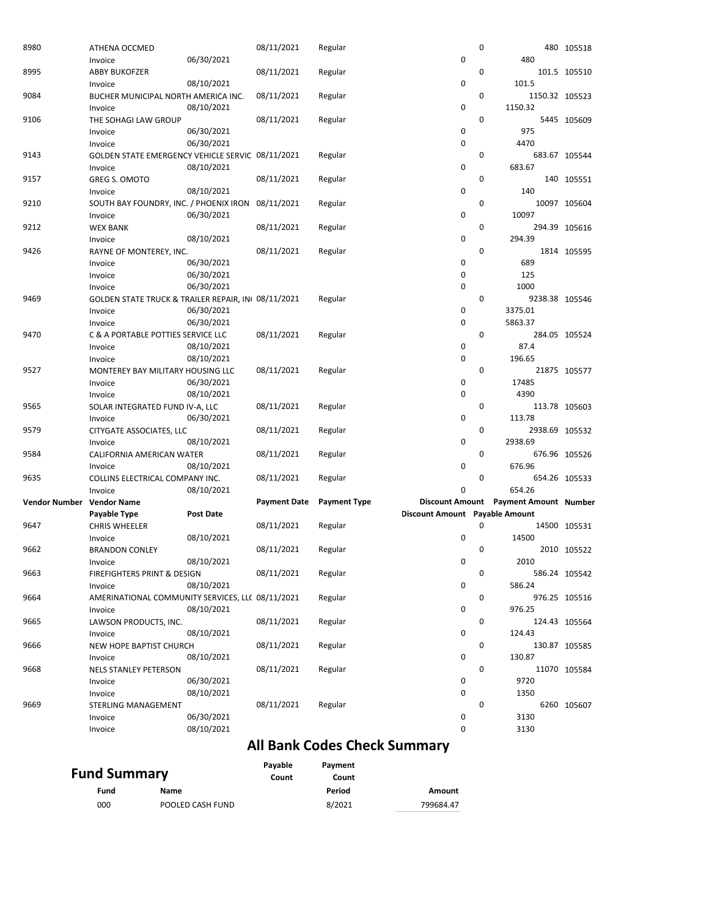| Vendor Number | Vendor Name | | Payment Date | Payment Type | Discount Amount | Payment Amount | Number |
|---|---|---|---|---|---|---|---|
| | Payable Type | Post Date | | | Discount Amount | Payable Amount | |
| 8980 | ATHENA OCCMED | | 08/11/2021 | Regular | 0 | 480 | 105518 |
| | Invoice | 06/30/2021 | | | 0 | 480 | |
| 8995 | ABBY BUKOFZER | | 08/11/2021 | Regular | 0 | 101.5 | 105510 |
| | Invoice | 08/10/2021 | | | 0 | 101.5 | |
| 9084 | BUCHER MUNICIPAL NORTH AMERICA INC. | | 08/11/2021 | Regular | 0 | 1150.32 | 105523 |
| | Invoice | 08/10/2021 | | | 0 | 1150.32 | |
| 9106 | THE SOHAGI LAW GROUP | | 08/11/2021 | Regular | 0 | 5445 | 105609 |
| | Invoice | 06/30/2021 | | | 0 | 975 | |
| | Invoice | 06/30/2021 | | | 0 | 4470 | |
| 9143 | GOLDEN STATE EMERGENCY VEHICLE SERVIC | | 08/11/2021 | Regular | 0 | 683.67 | 105544 |
| | Invoice | 08/10/2021 | | | 0 | 683.67 | |
| 9157 | GREG S. OMOTO | | 08/11/2021 | Regular | 0 | 140 | 105551 |
| | Invoice | 08/10/2021 | | | 0 | 140 | |
| 9210 | SOUTH BAY FOUNDRY, INC. / PHOENIX IRON | | 08/11/2021 | Regular | 0 | 10097 | 105604 |
| | Invoice | 06/30/2021 | | | 0 | 10097 | |
| 9212 | WEX BANK | | 08/11/2021 | Regular | 0 | 294.39 | 105616 |
| | Invoice | 08/10/2021 | | | 0 | 294.39 | |
| 9426 | RAYNE OF MONTEREY, INC. | | 08/11/2021 | Regular | 0 | 1814 | 105595 |
| | Invoice | 06/30/2021 | | | 0 | 689 | |
| | Invoice | 06/30/2021 | | | 0 | 125 | |
| | Invoice | 06/30/2021 | | | 0 | 1000 | |
| 9469 | GOLDEN STATE TRUCK & TRAILER REPAIR, IN( | | 08/11/2021 | Regular | 0 | 9238.38 | 105546 |
| | Invoice | 06/30/2021 | | | 0 | 3375.01 | |
| | Invoice | 06/30/2021 | | | 0 | 5863.37 | |
| 9470 | C & A PORTABLE POTTIES SERVICE LLC | | 08/11/2021 | Regular | 0 | 284.05 | 105524 |
| | Invoice | 08/10/2021 | | | 0 | 87.4 | |
| | Invoice | 08/10/2021 | | | 0 | 196.65 | |
| 9527 | MONTEREY BAY MILITARY HOUSING LLC | | 08/11/2021 | Regular | 0 | 21875 | 105577 |
| | Invoice | 06/30/2021 | | | 0 | 17485 | |
| | Invoice | 08/10/2021 | | | 0 | 4390 | |
| 9565 | SOLAR INTEGRATED FUND IV-A, LLC | | 08/11/2021 | Regular | 0 | 113.78 | 105603 |
| | Invoice | 06/30/2021 | | | 0 | 113.78 | |
| 9579 | CITYGATE ASSOCIATES, LLC | | 08/11/2021 | Regular | 0 | 2938.69 | 105532 |
| | Invoice | 08/10/2021 | | | 0 | 2938.69 | |
| 9584 | CALIFORNIA AMERICAN WATER | | 08/11/2021 | Regular | 0 | 676.96 | 105526 |
| | Invoice | 08/10/2021 | | | 0 | 676.96 | |
| 9635 | COLLINS ELECTRICAL COMPANY INC. | | 08/11/2021 | Regular | 0 | 654.26 | 105533 |
| | Invoice | 08/10/2021 | | | 0 | 654.26 | |
| 9647 | CHRIS WHEELER | | 08/11/2021 | Regular | 0 | 14500 | 105531 |
| | Invoice | 08/10/2021 | | | 0 | 14500 | |
| 9662 | BRANDON CONLEY | | 08/11/2021 | Regular | 0 | 2010 | 105522 |
| | Invoice | 08/10/2021 | | | 0 | 2010 | |
| 9663 | FIREFIGHTERS PRINT & DESIGN | | 08/11/2021 | Regular | 0 | 586.24 | 105542 |
| | Invoice | 08/10/2021 | | | 0 | 586.24 | |
| 9664 | AMERINATIONAL COMMUNITY SERVICES, LL( | | 08/11/2021 | Regular | 0 | 976.25 | 105516 |
| | Invoice | 08/10/2021 | | | 0 | 976.25 | |
| 9665 | LAWSON PRODUCTS, INC. | | 08/11/2021 | Regular | 0 | 124.43 | 105564 |
| | Invoice | 08/10/2021 | | | 0 | 124.43 | |
| 9666 | NEW HOPE BAPTIST CHURCH | | 08/11/2021 | Regular | 0 | 130.87 | 105585 |
| | Invoice | 08/10/2021 | | | 0 | 130.87 | |
| 9668 | NELS STANLEY PETERSON | | 08/11/2021 | Regular | 0 | 11070 | 105584 |
| | Invoice | 06/30/2021 | | | 0 | 9720 | |
| | Invoice | 08/10/2021 | | | 0 | 1350 | |
| 9669 | STERLING MANAGEMENT | | 08/11/2021 | Regular | 0 | 6260 | 105607 |
| | Invoice | 06/30/2021 | | | 0 | 3130 | |
| | Invoice | 08/10/2021 | | | 0 | 3130 | |

## All Bank Codes Check Summary

### Fund Summary

| Fund | Name | Payable Count | Payment Count Period | Amount |
|---|---|---|---|---|
| 000 | POOLED CASH FUND | | 8/2021 | 799684.47 |